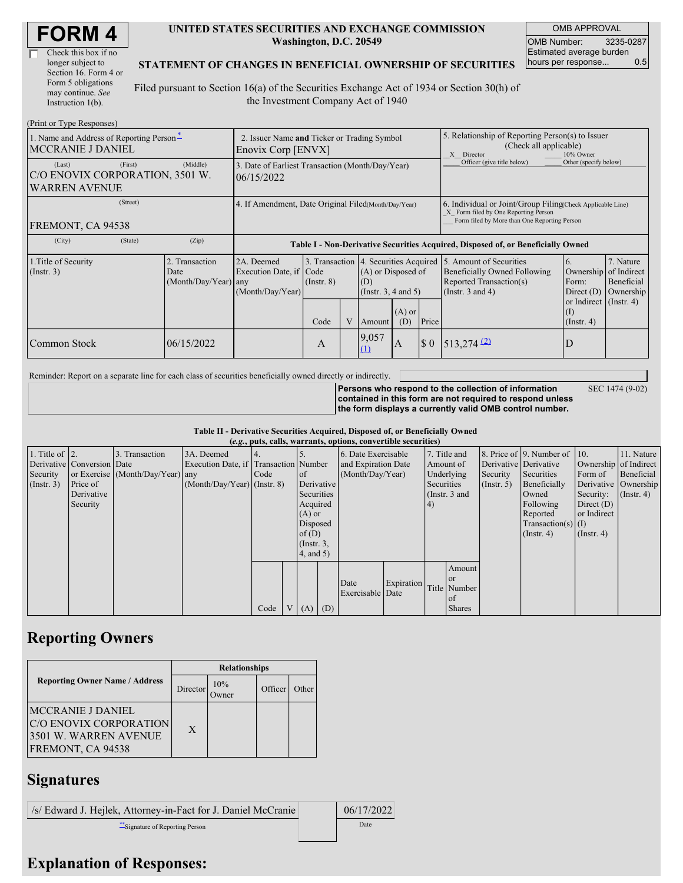# FORM 4

☐ Check this box if no longer subject to Section 16. Form 4 or Form 5 obligations may continue. *See* Instruction 1(b).

**UNITED STATES SECURITIES AND EXCHANGE COMMISSION**
**Washington, D.C. 20549**

**STATEMENT OF CHANGES IN BENEFICIAL OWNERSHIP OF SECURITIES**

Filed pursuant to Section 16(a) of the Securities Exchange Act of 1934 or Section 30(h) of the Investment Company Act of 1940

| OMB APPROVAL | |
|---|---|
| OMB Number: | 3235-0287 |
| Estimated average burden hours per response... | 0.5 |

(Print or Type Responses)

| 1. Name and Address of Reporting Person* | 2. Issuer Name **and** Ticker or Trading Symbol | 5. Relationship of Reporting Person(s) to Issuer (Check all applicable) |
|---|---|---|
| MCCRANIE J DANIEL | Enovix Corp [ENVX] | _X_ Director ___ 10% Owner ___ Officer (give title below) ___ Other (specify below) |
| (Last) (First) (Middle) C/O ENOVIX CORPORATION, 3501 W. WARREN AVENUE | 3. Date of Earliest Transaction (Month/Day/Year) 06/15/2022 | |
| (Street) FREMONT, CA 94538 | 4. If Amendment, Date Original Filed (Month/Day/Year) | 6. Individual or Joint/Group Filing (Check Applicable Line) _X_ Form filed by One Reporting Person ___ Form filed by More than One Reporting Person |
| (City) (State) (Zip) | | |

**Table I - Non-Derivative Securities Acquired, Disposed of, or Beneficially Owned**

| 1.Title of Security (Instr. 3) | 2. Transaction Date (Month/Day/Year) | 2A. Deemed Execution Date, if any (Month/Day/Year) | 3. Transaction Code (Instr. 8) | | 4. Securities Acquired (A) or Disposed of (D) (Instr. 3, 4 and 5) | | | 5. Amount of Securities Beneficially Owned Following Reported Transaction(s) (Instr. 3 and 4) | 6. Ownership Form: Direct (D) or Indirect (I) (Instr. 4) | 7. Nature of Indirect Beneficial Ownership (Instr. 4) |
|---|---|---|---|---|---|---|---|---|---|---|
| | | | Code | V | Amount | (A) or (D) | Price | | | |
| Common Stock | 06/15/2022 | | A | | 9,057 (1) | A | $ 0 | 513,274 (2) | D | |

Reminder: Report on a separate line for each class of securities beneficially owned directly or indirectly.

**Persons who respond to the collection of information contained in this form are not required to respond unless the form displays a currently valid OMB control number.** SEC 1474 (9-02)

**Table II - Derivative Securities Acquired, Disposed of, or Beneficially Owned**
**(*e.g.*, puts, calls, warrants, options, convertible securities)**

| 1. Title of Derivative Security (Instr. 3) | 2. Conversion or Exercise Price of Derivative Security | 3. Transaction Date (Month/Day/Year) | 3A. Deemed Execution Date, if any (Month/Day/Year) | 4. Transaction Code (Instr. 8) | | 5. Number of Derivative Securities Acquired (A) or Disposed of (D) (Instr. 3, 4, and 5) | | 6. Date Exercisable and Expiration Date (Month/Day/Year) | | 7. Title and Amount of Underlying Securities (Instr. 3 and 4) | | 8. Price of Derivative Security (Instr. 5) | 9. Number of Derivative Securities Beneficially Owned Following Reported Transaction(s) (Instr. 4) | 10. Ownership Form of Derivative Security: Direct (D) or Indirect (I) (Instr. 4) | 11. Nature of Indirect Beneficial Ownership (Instr. 4) |
|---|---|---|---|---|---|---|---|---|---|---|---|---|---|---|---|
| | | | | Code | V | (A) | (D) | Date Exercisable | Expiration Date | Title | Amount or Number of Shares | | | | |

## Reporting Owners

| Reporting Owner Name / Address | Relationships | | | |
|---|---|---|---|---|
| | Director | 10% Owner | Officer | Other |
| MCCRANIE J DANIEL C/O ENOVIX CORPORATION 3501 W. WARREN AVENUE FREMONT, CA 94538 | X | | | |

## Signatures

| /s/ Edward J. Hejlek, Attorney-in-Fact for J. Daniel McCranie | 06/17/2022 |
|---|---|
| **Signature of Reporting Person | Date |

## Explanation of Responses: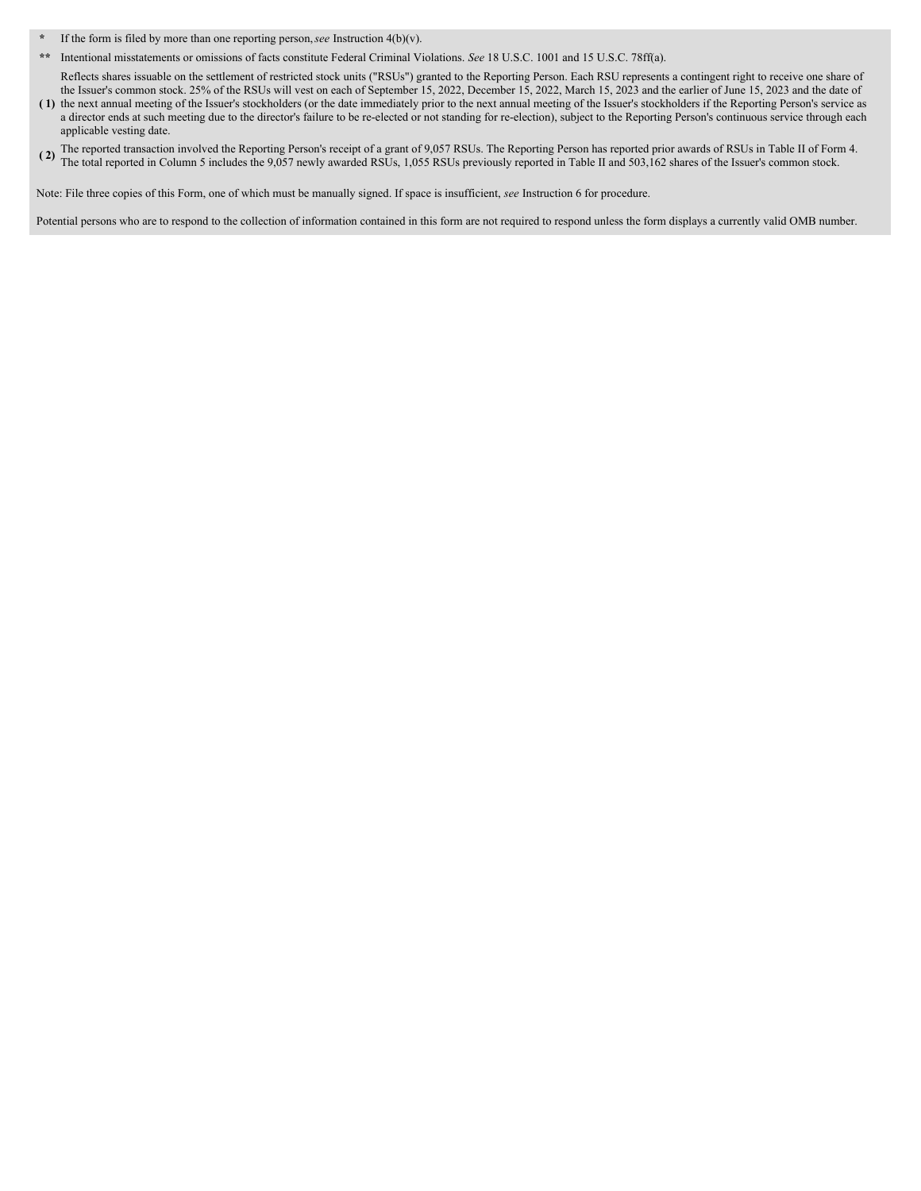| | |
|---|---|
| * | If the form is filed by more than one reporting person, *see* Instruction 4(b)(v). |
| ** | Intentional misstatements or omissions of facts constitute Federal Criminal Violations. *See* 18 U.S.C. 1001 and 15 U.S.C. 78ff(a). |
| ( 1) | Reflects shares issuable on the settlement of restricted stock units ("RSUs") granted to the Reporting Person. Each RSU represents a contingent right to receive one share of the Issuer's common stock. 25% of the RSUs will vest on each of September 15, 2022, December 15, 2022, March 15, 2023 and the earlier of June 15, 2023 and the date of the next annual meeting of the Issuer's stockholders (or the date immediately prior to the next annual meeting of the Issuer's stockholders if the Reporting Person's service as a director ends at such meeting due to the director's failure to be re-elected or not standing for re-election), subject to the Reporting Person's continuous service through each applicable vesting date. |
| ( 2) | The reported transaction involved the Reporting Person's receipt of a grant of 9,057 RSUs. The Reporting Person has reported prior awards of RSUs in Table II of Form 4. The total reported in Column 5 includes the 9,057 newly awarded RSUs, 1,055 RSUs previously reported in Table II and 503,162 shares of the Issuer's common stock. |

Note: File three copies of this Form, one of which must be manually signed. If space is insufficient, *see* Instruction 6 for procedure.

Potential persons who are to respond to the collection of information contained in this form are not required to respond unless the form displays a currently valid OMB number.